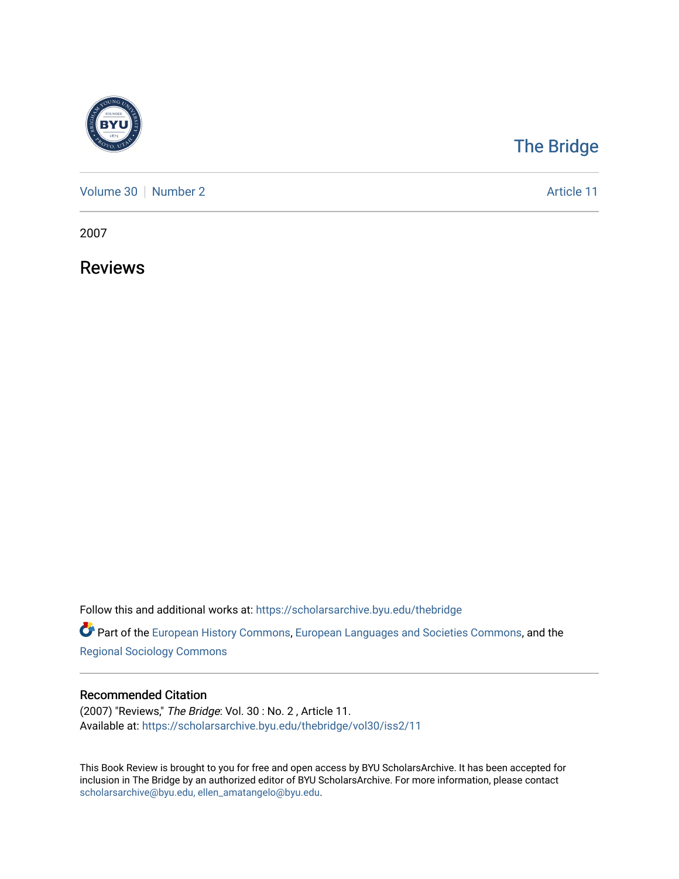The Bridge

Volume 30 | Number 2 | Article 11

2007

# Reviews

Follow this and additional works at: https://scholarsarchive.byu.edu/thebridge

Part of the European History Commons, European Languages and Societies Commons, and the Regional Sociology Commons

## Recommended Citation

(2007) "Reviews," *The Bridge*: Vol. 30 : No. 2 , Article 11.
Available at: https://scholarsarchive.byu.edu/thebridge/vol30/iss2/11

This Book Review is brought to you for free and open access by BYU ScholarsArchive. It has been accepted for inclusion in The Bridge by an authorized editor of BYU ScholarsArchive. For more information, please contact scholarsarchive@byu.edu, ellen_amatangelo@byu.edu.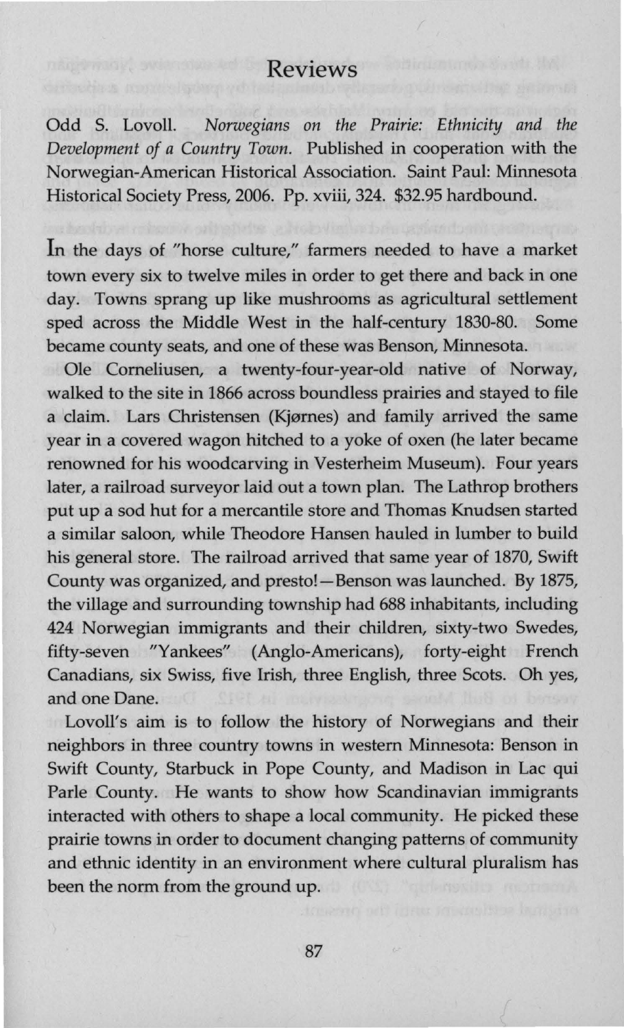# Reviews

Odd S. Lovoll. *Norwegians on the Prairie: Ethnicity and the Development of a Country Town.* Published in cooperation with the Norwegian-American Historical Association. Saint Paul: Minnesota Historical Society Press, 2006. Pp. xviii, 324. $32.95 hardbound.

In the days of "horse culture," farmers needed to have a market town every six to twelve miles in order to get there and back in one day. Towns sprang up like mushrooms as agricultural settlement sped across the Middle West in the half-century 1830-80. Some became county seats, and one of these was Benson, Minnesota.

Ole Corneliusen, a twenty-four-year-old native of Norway, walked to the site in 1866 across boundless prairies and stayed to file a claim. Lars Christensen (Kjørnes) and family arrived the same year in a covered wagon hitched to a yoke of oxen (he later became renowned for his woodcarving in Vesterheim Museum). Four years later, a railroad surveyor laid out a town plan. The Lathrop brothers put up a sod hut for a mercantile store and Thomas Knudsen started a similar saloon, while Theodore Hansen hauled in lumber to build his general store. The railroad arrived that same year of 1870, Swift County was organized, and presto!—Benson was launched. By 1875, the village and surrounding township had 688 inhabitants, including 424 Norwegian immigrants and their children, sixty-two Swedes, fifty-seven "Yankees" (Anglo-Americans), forty-eight French Canadians, six Swiss, five Irish, three English, three Scots. Oh yes, and one Dane.

Lovoll's aim is to follow the history of Norwegians and their neighbors in three country towns in western Minnesota: Benson in Swift County, Starbuck in Pope County, and Madison in Lac qui Parle County. He wants to show how Scandinavian immigrants interacted with others to shape a local community. He picked these prairie towns in order to document changing patterns of community and ethnic identity in an environment where cultural pluralism has been the norm from the ground up.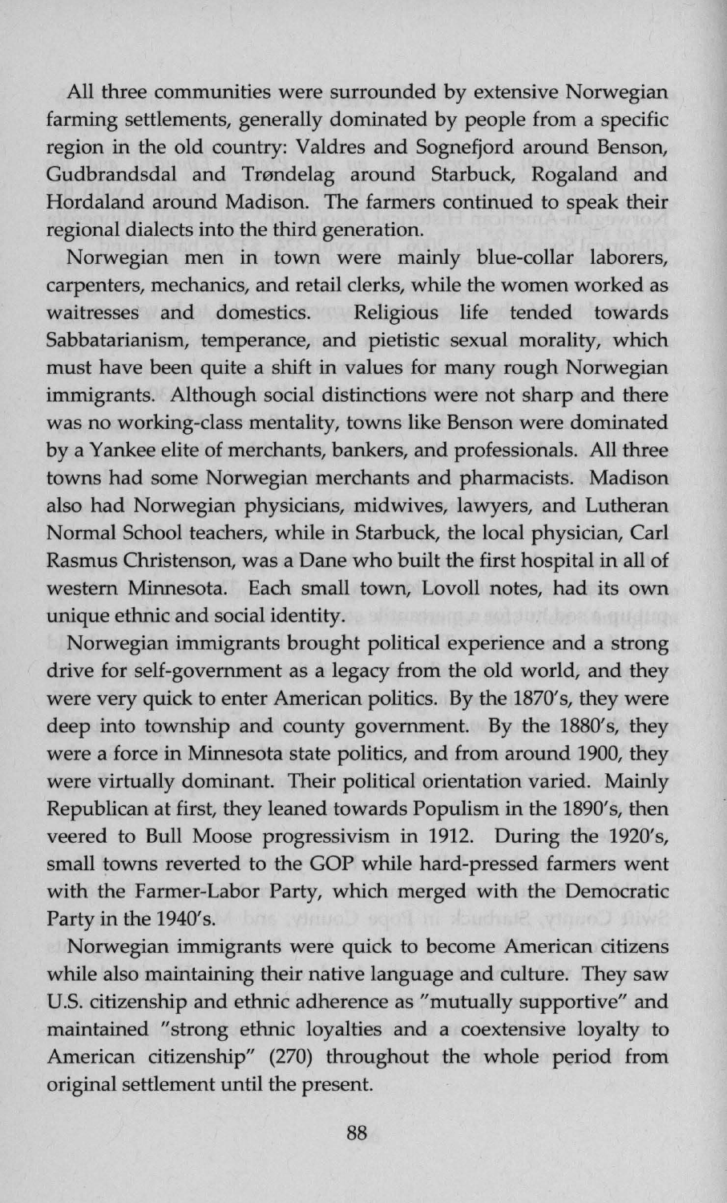All three communities were surrounded by extensive Norwegian farming settlements, generally dominated by people from a specific region in the old country: Valdres and Sognefjord around Benson, Gudbrandsdal and Trøndelag around Starbuck, Rogaland and Hordaland around Madison. The farmers continued to speak their regional dialects into the third generation.

Norwegian men in town were mainly blue-collar laborers, carpenters, mechanics, and retail clerks, while the women worked as waitresses and domestics. Religious life tended towards Sabbatarianism, temperance, and pietistic sexual morality, which must have been quite a shift in values for many rough Norwegian immigrants. Although social distinctions were not sharp and there was no working-class mentality, towns like Benson were dominated by a Yankee elite of merchants, bankers, and professionals. All three towns had some Norwegian merchants and pharmacists. Madison also had Norwegian physicians, midwives, lawyers, and Lutheran Normal School teachers, while in Starbuck, the local physician, Carl Rasmus Christenson, was a Dane who built the first hospital in all of western Minnesota. Each small town, Lovoll notes, had its own unique ethnic and social identity.

Norwegian immigrants brought political experience and a strong drive for self-government as a legacy from the old world, and they were very quick to enter American politics. By the 1870's, they were deep into township and county government. By the 1880's, they were a force in Minnesota state politics, and from around 1900, they were virtually dominant. Their political orientation varied. Mainly Republican at first, they leaned towards Populism in the 1890's, then veered to Bull Moose progressivism in 1912. During the 1920's, small towns reverted to the GOP while hard-pressed farmers went with the Farmer-Labor Party, which merged with the Democratic Party in the 1940's.

Norwegian immigrants were quick to become American citizens while also maintaining their native language and culture. They saw U.S. citizenship and ethnic adherence as "mutually supportive" and maintained "strong ethnic loyalties and a coextensive loyalty to American citizenship" (270) throughout the whole period from original settlement until the present.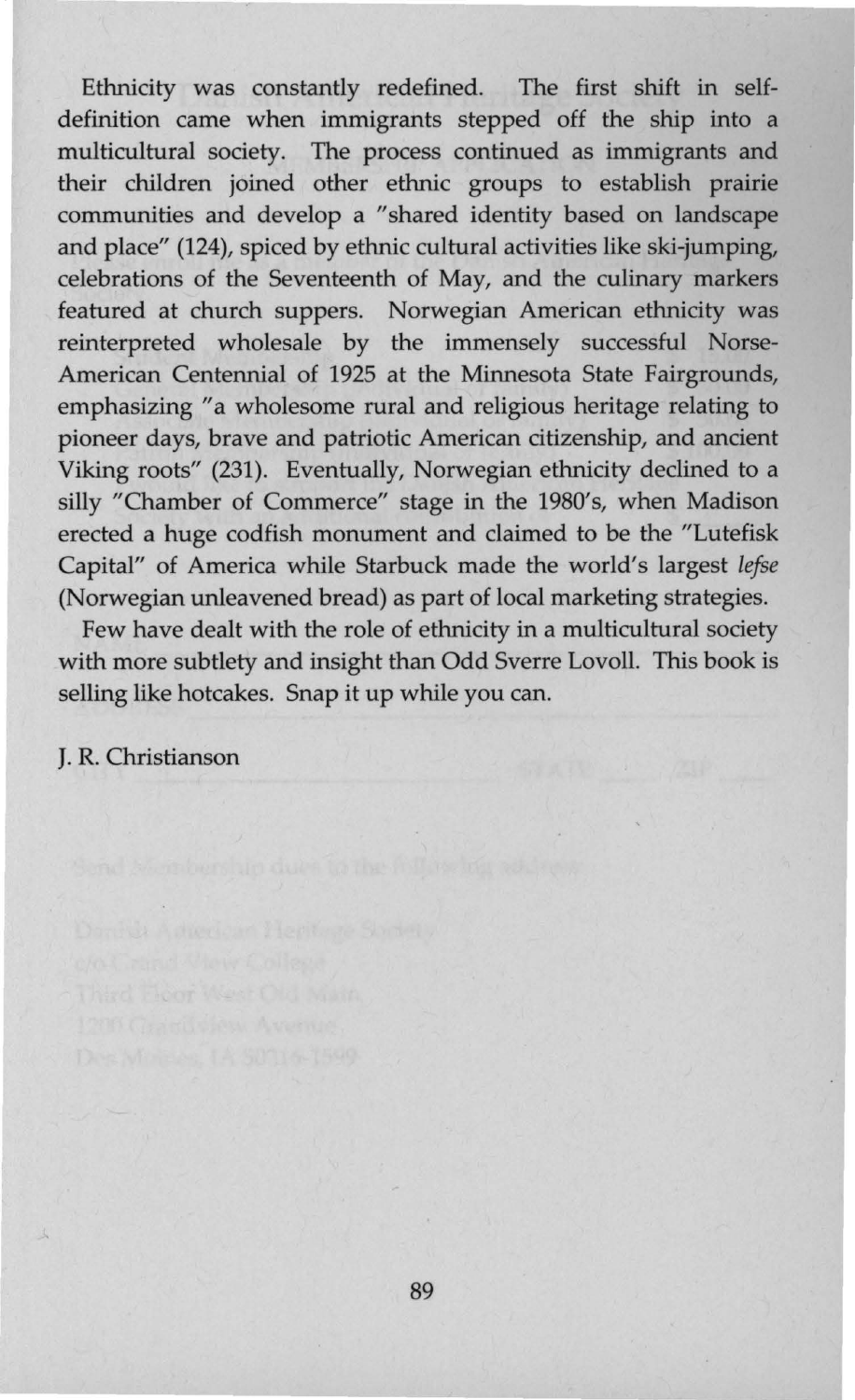Ethnicity was constantly redefined. The first shift in self-definition came when immigrants stepped off the ship into a multicultural society. The process continued as immigrants and their children joined other ethnic groups to establish prairie communities and develop a "shared identity based on landscape and place" (124), spiced by ethnic cultural activities like ski-jumping, celebrations of the Seventeenth of May, and the culinary markers featured at church suppers. Norwegian American ethnicity was reinterpreted wholesale by the immensely successful Norse-American Centennial of 1925 at the Minnesota State Fairgrounds, emphasizing "a wholesome rural and religious heritage relating to pioneer days, brave and patriotic American citizenship, and ancient Viking roots" (231). Eventually, Norwegian ethnicity declined to a silly "Chamber of Commerce" stage in the 1980's, when Madison erected a huge codfish monument and claimed to be the "Lutefisk Capital" of America while Starbuck made the world's largest *lefse* (Norwegian unleavened bread) as part of local marketing strategies.

Few have dealt with the role of ethnicity in a multicultural society with more subtlety and insight than Odd Sverre Lovoll. This book is selling like hotcakes. Snap it up while you can.

J. R. Christianson